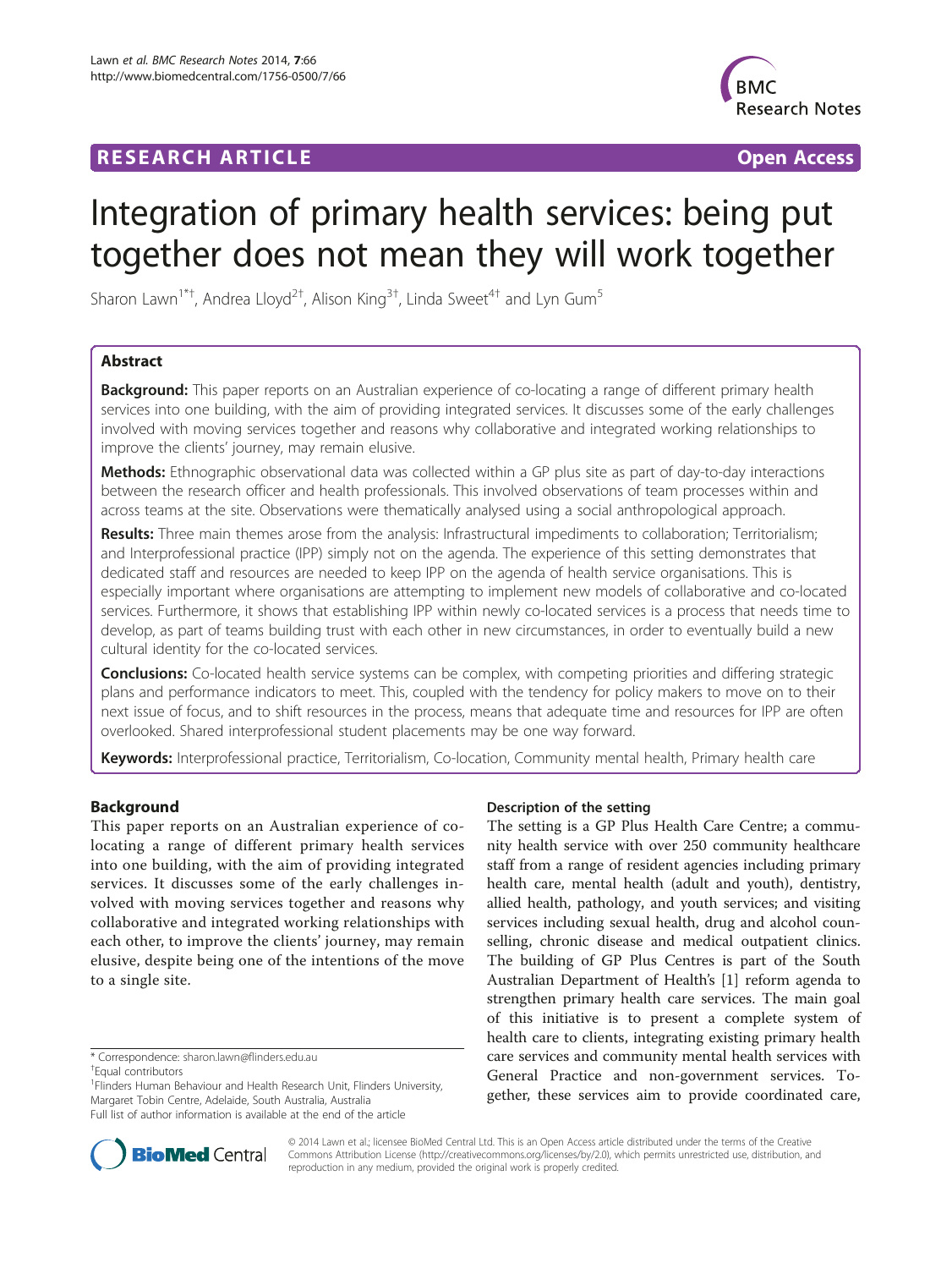RESEARCH ARTICLE Open Access

# Integration of primary health services: being put together does not mean they will work together

Sharon Lawn[1*†], Andrea Lloyd[2†], Alison King[3†], Linda Sweet[4†] and Lyn Gum[5]

## Abstract

**Background:** This paper reports on an Australian experience of co-locating a range of different primary health services into one building, with the aim of providing integrated services. It discusses some of the early challenges involved with moving services together and reasons why collaborative and integrated working relationships to improve the clients' journey, may remain elusive.

**Methods:** Ethnographic observational data was collected within a GP plus site as part of day-to-day interactions between the research officer and health professionals. This involved observations of team processes within and across teams at the site. Observations were thematically analysed using a social anthropological approach.

**Results:** Three main themes arose from the analysis: Infrastructural impediments to collaboration; Territorialism; and Interprofessional practice (IPP) simply not on the agenda. The experience of this setting demonstrates that dedicated staff and resources are needed to keep IPP on the agenda of health service organisations. This is especially important where organisations are attempting to implement new models of collaborative and co-located services. Furthermore, it shows that establishing IPP within newly co-located services is a process that needs time to develop, as part of teams building trust with each other in new circumstances, in order to eventually build a new cultural identity for the co-located services.

**Conclusions:** Co-located health service systems can be complex, with competing priorities and differing strategic plans and performance indicators to meet. This, coupled with the tendency for policy makers to move on to their next issue of focus, and to shift resources in the process, means that adequate time and resources for IPP are often overlooked. Shared interprofessional student placements may be one way forward.

**Keywords:** Interprofessional practice, Territorialism, Co-location, Community mental health, Primary health care

## Background

This paper reports on an Australian experience of co-locating a range of different primary health services into one building, with the aim of providing integrated services. It discusses some of the early challenges involved with moving services together and reasons why collaborative and integrated working relationships with each other, to improve the clients' journey, may remain elusive, despite being one of the intentions of the move to a single site.

### Description of the setting

The setting is a GP Plus Health Care Centre; a community health service with over 250 community healthcare staff from a range of resident agencies including primary health care, mental health (adult and youth), dentistry, allied health, pathology, and youth services; and visiting services including sexual health, drug and alcohol counselling, chronic disease and medical outpatient clinics. The building of GP Plus Centres is part of the South Australian Department of Health's [1] reform agenda to strengthen primary health care services. The main goal of this initiative is to present a complete system of health care to clients, integrating existing primary health care services and community mental health services with General Practice and non-government services. Together, these services aim to provide coordinated care,

\* Correspondence: sharon.lawn@flinders.edu.au

†Equal contributors

[1]Flinders Human Behaviour and Health Research Unit, Flinders University, Margaret Tobin Centre, Adelaide, South Australia, Australia

Full list of author information is available at the end of the article

© 2014 Lawn et al.; licensee BioMed Central Ltd. This is an Open Access article distributed under the terms of the Creative Commons Attribution License (http://creativecommons.org/licenses/by/2.0), which permits unrestricted use, distribution, and reproduction in any medium, provided the original work is properly credited.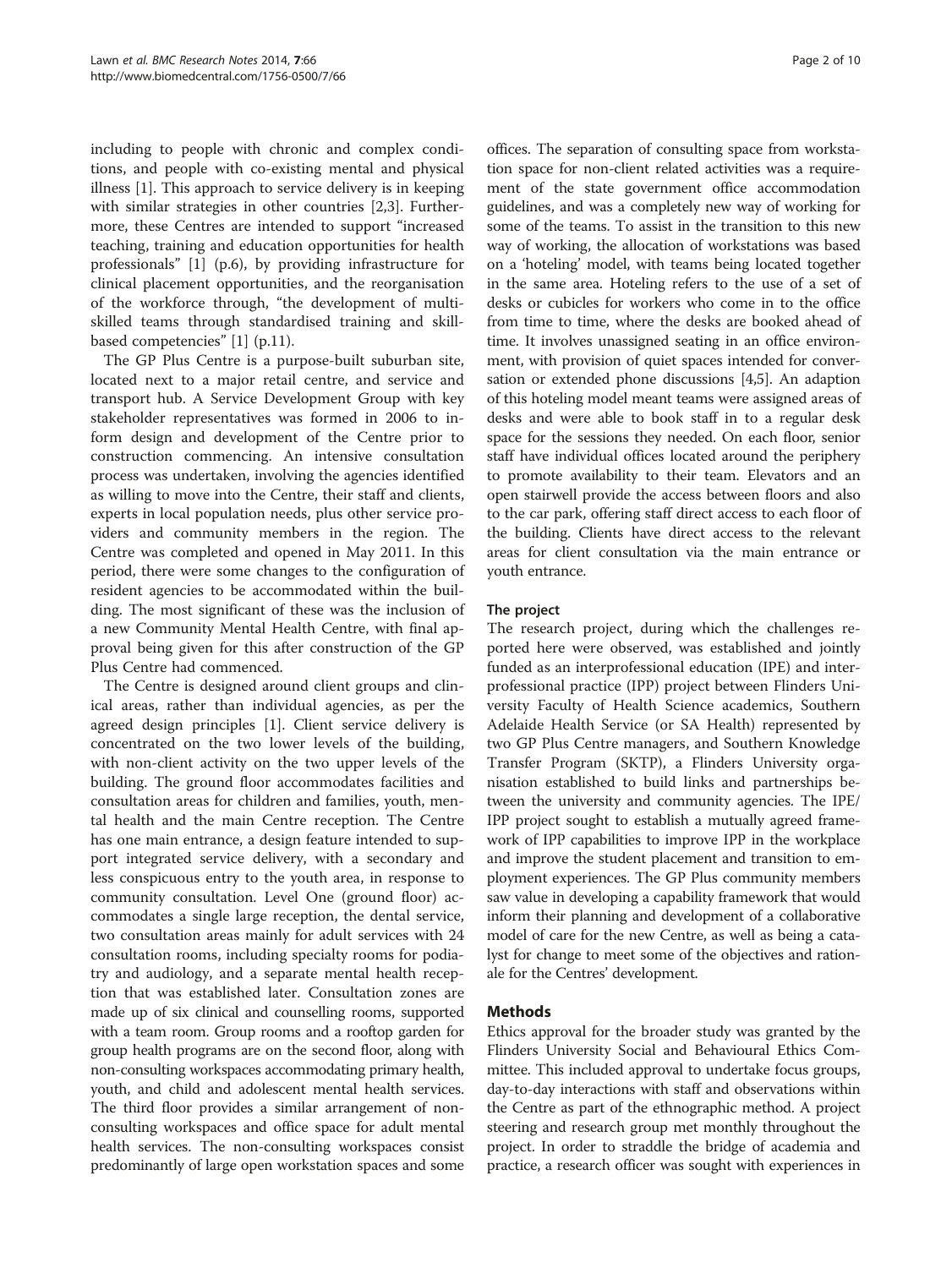including to people with chronic and complex conditions, and people with co-existing mental and physical illness [1]. This approach to service delivery is in keeping with similar strategies in other countries [2,3]. Furthermore, these Centres are intended to support "increased teaching, training and education opportunities for health professionals" [1] (p.6), by providing infrastructure for clinical placement opportunities, and the reorganisation of the workforce through, "the development of multi-skilled teams through standardised training and skill-based competencies" [1] (p.11).

The GP Plus Centre is a purpose-built suburban site, located next to a major retail centre, and service and transport hub. A Service Development Group with key stakeholder representatives was formed in 2006 to inform design and development of the Centre prior to construction commencing. An intensive consultation process was undertaken, involving the agencies identified as willing to move into the Centre, their staff and clients, experts in local population needs, plus other service providers and community members in the region. The Centre was completed and opened in May 2011. In this period, there were some changes to the configuration of resident agencies to be accommodated within the building. The most significant of these was the inclusion of a new Community Mental Health Centre, with final approval being given for this after construction of the GP Plus Centre had commenced.

The Centre is designed around client groups and clinical areas, rather than individual agencies, as per the agreed design principles [1]. Client service delivery is concentrated on the two lower levels of the building, with non-client activity on the two upper levels of the building. The ground floor accommodates facilities and consultation areas for children and families, youth, mental health and the main Centre reception. The Centre has one main entrance, a design feature intended to support integrated service delivery, with a secondary and less conspicuous entry to the youth area, in response to community consultation. Level One (ground floor) accommodates a single large reception, the dental service, two consultation areas mainly for adult services with 24 consultation rooms, including specialty rooms for podiatry and audiology, and a separate mental health reception that was established later. Consultation zones are made up of six clinical and counselling rooms, supported with a team room. Group rooms and a rooftop garden for group health programs are on the second floor, along with non-consulting workspaces accommodating primary health, youth, and child and adolescent mental health services. The third floor provides a similar arrangement of non-consulting workspaces and office space for adult mental health services. The non-consulting workspaces consist predominantly of large open workstation spaces and some offices. The separation of consulting space from workstation space for non-client related activities was a requirement of the state government office accommodation guidelines, and was a completely new way of working for some of the teams. To assist in the transition to this new way of working, the allocation of workstations was based on a 'hoteling' model, with teams being located together in the same area. Hoteling refers to the use of a set of desks or cubicles for workers who come in to the office from time to time, where the desks are booked ahead of time. It involves unassigned seating in an office environment, with provision of quiet spaces intended for conversation or extended phone discussions [4,5]. An adaption of this hoteling model meant teams were assigned areas of desks and were able to book staff in to a regular desk space for the sessions they needed. On each floor, senior staff have individual offices located around the periphery to promote availability to their team. Elevators and an open stairwell provide the access between floors and also to the car park, offering staff direct access to each floor of the building. Clients have direct access to the relevant areas for client consultation via the main entrance or youth entrance.

### The project

The research project, during which the challenges reported here were observed, was established and jointly funded as an interprofessional education (IPE) and interprofessional practice (IPP) project between Flinders University Faculty of Health Science academics, Southern Adelaide Health Service (or SA Health) represented by two GP Plus Centre managers, and Southern Knowledge Transfer Program (SKTP), a Flinders University organisation established to build links and partnerships between the university and community agencies. The IPE/IPP project sought to establish a mutually agreed framework of IPP capabilities to improve IPP in the workplace and improve the student placement and transition to employment experiences. The GP Plus community members saw value in developing a capability framework that would inform their planning and development of a collaborative model of care for the new Centre, as well as being a catalyst for change to meet some of the objectives and rationale for the Centres' development.

## Methods

Ethics approval for the broader study was granted by the Flinders University Social and Behavioural Ethics Committee. This included approval to undertake focus groups, day-to-day interactions with staff and observations within the Centre as part of the ethnographic method. A project steering and research group met monthly throughout the project. In order to straddle the bridge of academia and practice, a research officer was sought with experiences in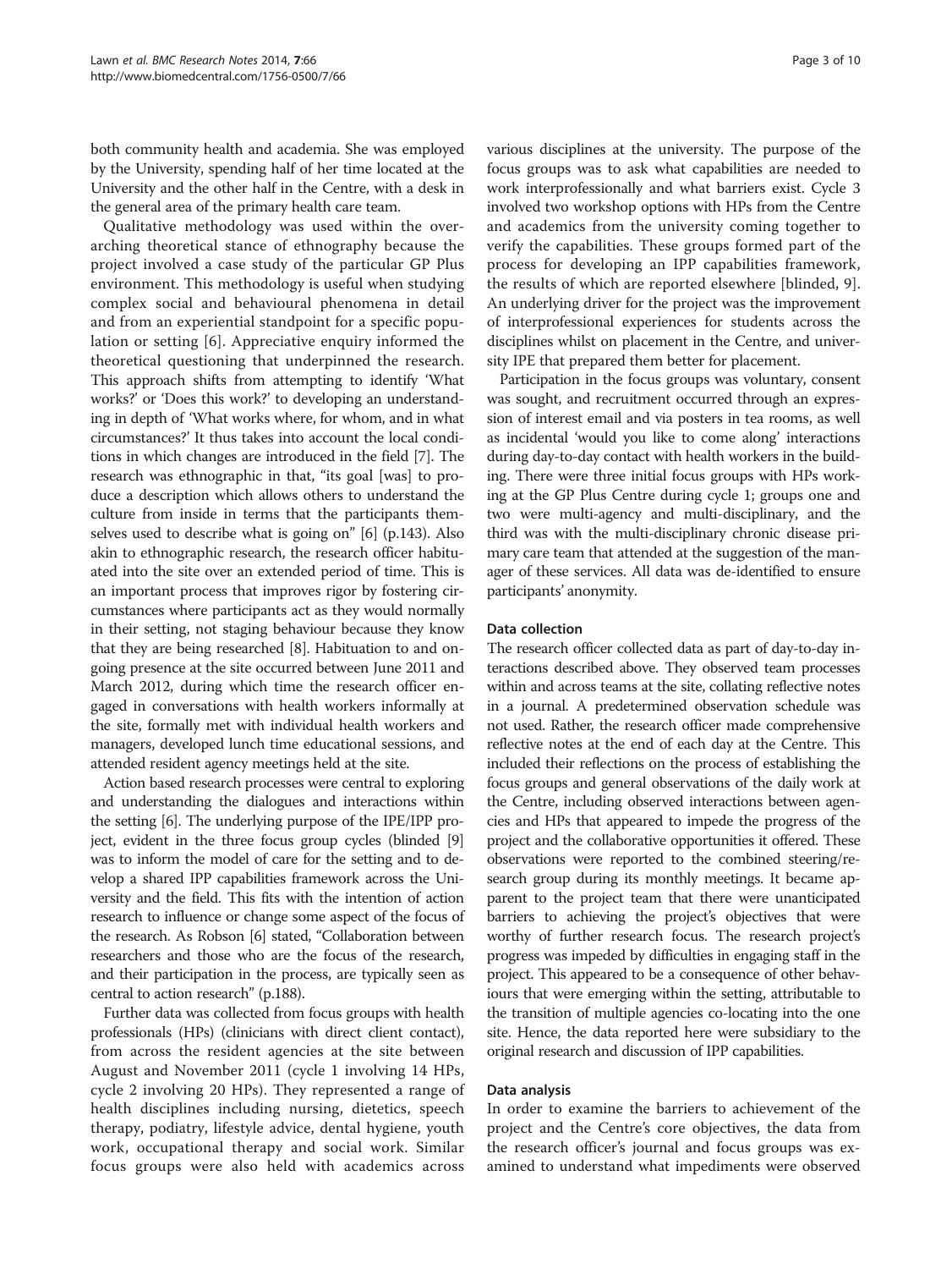both community health and academia. She was employed by the University, spending half of her time located at the University and the other half in the Centre, with a desk in the general area of the primary health care team.

Qualitative methodology was used within the overarching theoretical stance of ethnography because the project involved a case study of the particular GP Plus environment. This methodology is useful when studying complex social and behavioural phenomena in detail and from an experiential standpoint for a specific population or setting [6]. Appreciative enquiry informed the theoretical questioning that underpinned the research. This approach shifts from attempting to identify 'What works?' or 'Does this work?' to developing an understanding in depth of 'What works where, for whom, and in what circumstances?' It thus takes into account the local conditions in which changes are introduced in the field [7]. The research was ethnographic in that, "its goal [was] to produce a description which allows others to understand the culture from inside in terms that the participants themselves used to describe what is going on" [6] (p.143). Also akin to ethnographic research, the research officer habituated into the site over an extended period of time. This is an important process that improves rigor by fostering circumstances where participants act as they would normally in their setting, not staging behaviour because they know that they are being researched [8]. Habituation to and ongoing presence at the site occurred between June 2011 and March 2012, during which time the research officer engaged in conversations with health workers informally at the site, formally met with individual health workers and managers, developed lunch time educational sessions, and attended resident agency meetings held at the site.

Action based research processes were central to exploring and understanding the dialogues and interactions within the setting [6]. The underlying purpose of the IPE/IPP project, evident in the three focus group cycles (blinded [9] was to inform the model of care for the setting and to develop a shared IPP capabilities framework across the University and the field. This fits with the intention of action research to influence or change some aspect of the focus of the research. As Robson [6] stated, "Collaboration between researchers and those who are the focus of the research, and their participation in the process, are typically seen as central to action research" (p.188).

Further data was collected from focus groups with health professionals (HPs) (clinicians with direct client contact), from across the resident agencies at the site between August and November 2011 (cycle 1 involving 14 HPs, cycle 2 involving 20 HPs). They represented a range of health disciplines including nursing, dietetics, speech therapy, podiatry, lifestyle advice, dental hygiene, youth work, occupational therapy and social work. Similar focus groups were also held with academics across various disciplines at the university. The purpose of the focus groups was to ask what capabilities are needed to work interprofessionally and what barriers exist. Cycle 3 involved two workshop options with HPs from the Centre and academics from the university coming together to verify the capabilities. These groups formed part of the process for developing an IPP capabilities framework, the results of which are reported elsewhere [blinded, 9]. An underlying driver for the project was the improvement of interprofessional experiences for students across the disciplines whilst on placement in the Centre, and university IPE that prepared them better for placement.

Participation in the focus groups was voluntary, consent was sought, and recruitment occurred through an expression of interest email and via posters in tea rooms, as well as incidental 'would you like to come along' interactions during day-to-day contact with health workers in the building. There were three initial focus groups with HPs working at the GP Plus Centre during cycle 1; groups one and two were multi-agency and multi-disciplinary, and the third was with the multi-disciplinary chronic disease primary care team that attended at the suggestion of the manager of these services. All data was de-identified to ensure participants' anonymity.

### Data collection

The research officer collected data as part of day-to-day interactions described above. They observed team processes within and across teams at the site, collating reflective notes in a journal. A predetermined observation schedule was not used. Rather, the research officer made comprehensive reflective notes at the end of each day at the Centre. This included their reflections on the process of establishing the focus groups and general observations of the daily work at the Centre, including observed interactions between agencies and HPs that appeared to impede the progress of the project and the collaborative opportunities it offered. These observations were reported to the combined steering/research group during its monthly meetings. It became apparent to the project team that there were unanticipated barriers to achieving the project's objectives that were worthy of further research focus. The research project's progress was impeded by difficulties in engaging staff in the project. This appeared to be a consequence of other behaviours that were emerging within the setting, attributable to the transition of multiple agencies co-locating into the one site. Hence, the data reported here were subsidiary to the original research and discussion of IPP capabilities.

### Data analysis

In order to examine the barriers to achievement of the project and the Centre's core objectives, the data from the research officer's journal and focus groups was examined to understand what impediments were observed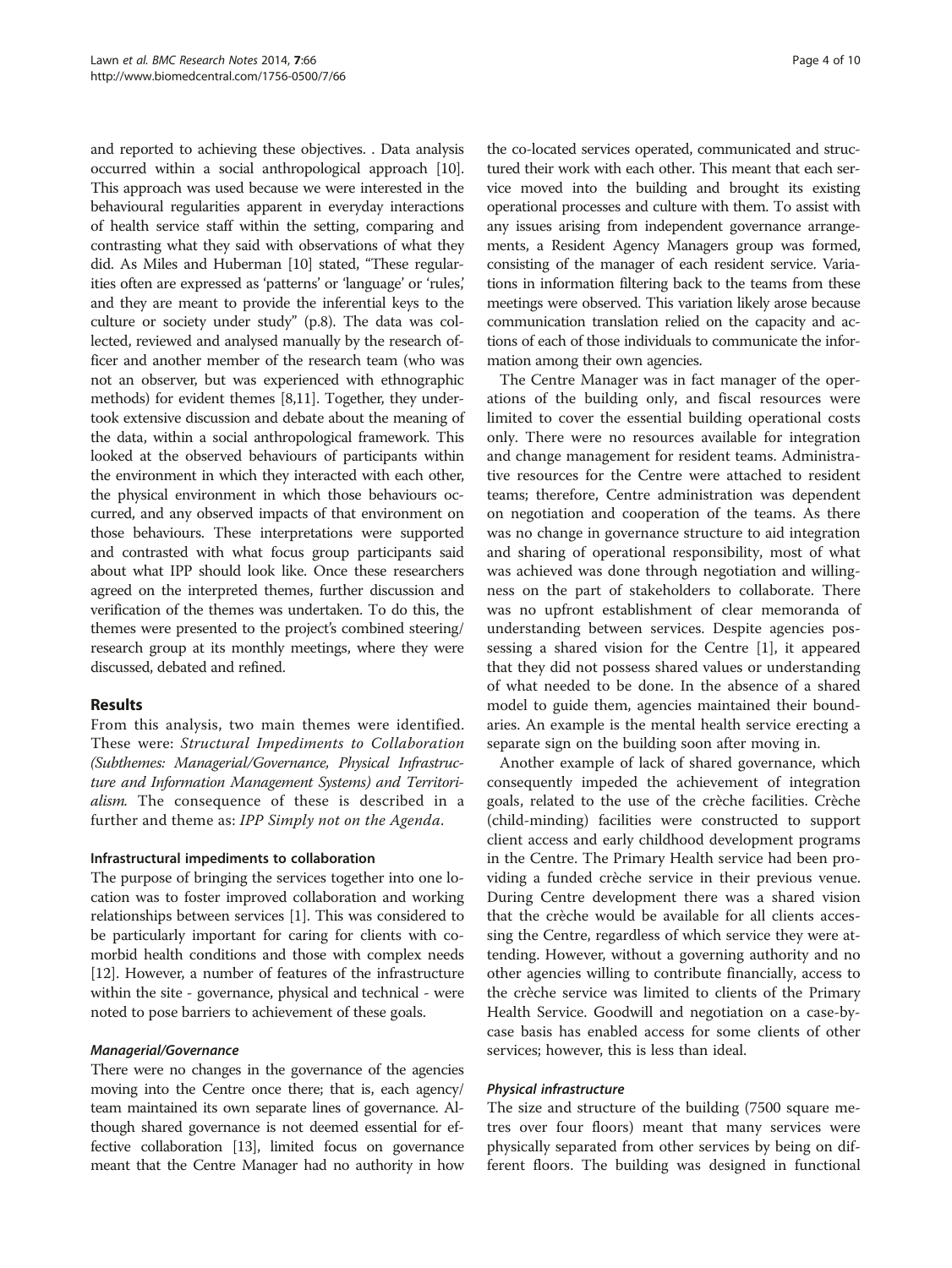and reported to achieving these objectives. . Data analysis occurred within a social anthropological approach [10]. This approach was used because we were interested in the behavioural regularities apparent in everyday interactions of health service staff within the setting, comparing and contrasting what they said with observations of what they did. As Miles and Huberman [10] stated, "These regularities often are expressed as 'patterns' or 'language' or 'rules,' and they are meant to provide the inferential keys to the culture or society under study" (p.8). The data was collected, reviewed and analysed manually by the research officer and another member of the research team (who was not an observer, but was experienced with ethnographic methods) for evident themes [8,11]. Together, they undertook extensive discussion and debate about the meaning of the data, within a social anthropological framework. This looked at the observed behaviours of participants within the environment in which they interacted with each other, the physical environment in which those behaviours occurred, and any observed impacts of that environment on those behaviours. These interpretations were supported and contrasted with what focus group participants said about what IPP should look like. Once these researchers agreed on the interpreted themes, further discussion and verification of the themes was undertaken. To do this, the themes were presented to the project's combined steering/research group at its monthly meetings, where they were discussed, debated and refined.

## Results

From this analysis, two main themes were identified. These were: *Structural Impediments to Collaboration (Subthemes: Managerial/Governance, Physical Infrastructure and Information Management Systems) and Territorialism*. The consequence of these is described in a further and theme as: *IPP Simply not on the Agenda*.

### Infrastructural impediments to collaboration

The purpose of bringing the services together into one location was to foster improved collaboration and working relationships between services [1]. This was considered to be particularly important for caring for clients with comorbid health conditions and those with complex needs [12]. However, a number of features of the infrastructure within the site - governance, physical and technical - were noted to pose barriers to achievement of these goals.

#### *Managerial/Governance*

There were no changes in the governance of the agencies moving into the Centre once there; that is, each agency/team maintained its own separate lines of governance. Although shared governance is not deemed essential for effective collaboration [13], limited focus on governance meant that the Centre Manager had no authority in how the co-located services operated, communicated and structured their work with each other. This meant that each service moved into the building and brought its existing operational processes and culture with them. To assist with any issues arising from independent governance arrangements, a Resident Agency Managers group was formed, consisting of the manager of each resident service. Variations in information filtering back to the teams from these meetings were observed. This variation likely arose because communication translation relied on the capacity and actions of each of those individuals to communicate the information among their own agencies.

The Centre Manager was in fact manager of the operations of the building only, and fiscal resources were limited to cover the essential building operational costs only. There were no resources available for integration and change management for resident teams. Administrative resources for the Centre were attached to resident teams; therefore, Centre administration was dependent on negotiation and cooperation of the teams. As there was no change in governance structure to aid integration and sharing of operational responsibility, most of what was achieved was done through negotiation and willingness on the part of stakeholders to collaborate. There was no upfront establishment of clear memoranda of understanding between services. Despite agencies possessing a shared vision for the Centre [1], it appeared that they did not possess shared values or understanding of what needed to be done. In the absence of a shared model to guide them, agencies maintained their boundaries. An example is the mental health service erecting a separate sign on the building soon after moving in.

Another example of lack of shared governance, which consequently impeded the achievement of integration goals, related to the use of the crèche facilities. Crèche (child-minding) facilities were constructed to support client access and early childhood development programs in the Centre. The Primary Health service had been providing a funded crèche service in their previous venue. During Centre development there was a shared vision that the crèche would be available for all clients accessing the Centre, regardless of which service they were attending. However, without a governing authority and no other agencies willing to contribute financially, access to the crèche service was limited to clients of the Primary Health Service. Goodwill and negotiation on a case-by-case basis has enabled access for some clients of other services; however, this is less than ideal.

#### *Physical infrastructure*

The size and structure of the building (7500 square metres over four floors) meant that many services were physically separated from other services by being on different floors. The building was designed in functional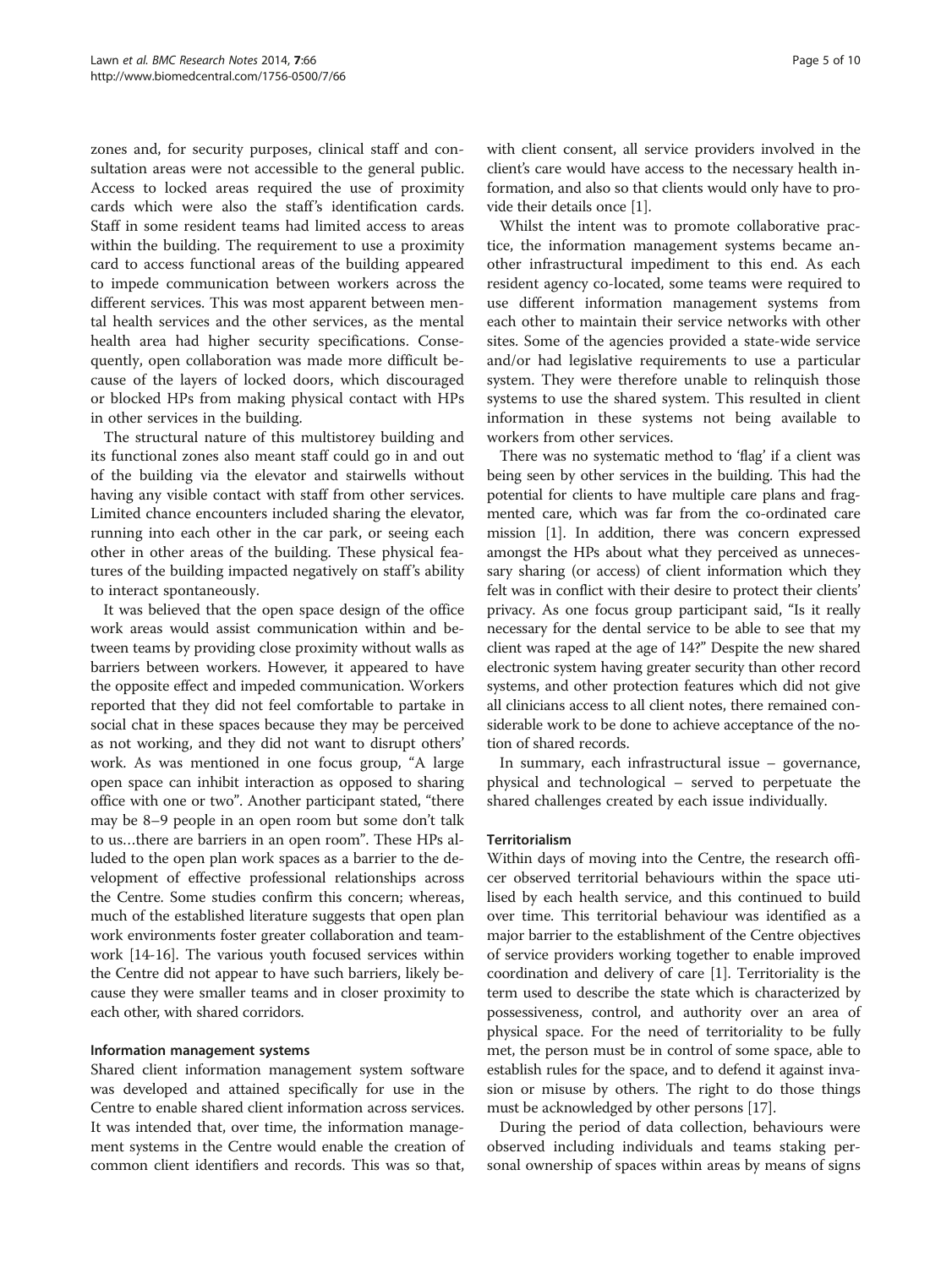zones and, for security purposes, clinical staff and consultation areas were not accessible to the general public. Access to locked areas required the use of proximity cards which were also the staff's identification cards. Staff in some resident teams had limited access to areas within the building. The requirement to use a proximity card to access functional areas of the building appeared to impede communication between workers across the different services. This was most apparent between mental health services and the other services, as the mental health area had higher security specifications. Consequently, open collaboration was made more difficult because of the layers of locked doors, which discouraged or blocked HPs from making physical contact with HPs in other services in the building.

The structural nature of this multistorey building and its functional zones also meant staff could go in and out of the building via the elevator and stairwells without having any visible contact with staff from other services. Limited chance encounters included sharing the elevator, running into each other in the car park, or seeing each other in other areas of the building. These physical features of the building impacted negatively on staff's ability to interact spontaneously.

It was believed that the open space design of the office work areas would assist communication within and between teams by providing close proximity without walls as barriers between workers. However, it appeared to have the opposite effect and impeded communication. Workers reported that they did not feel comfortable to partake in social chat in these spaces because they may be perceived as not working, and they did not want to disrupt others' work. As was mentioned in one focus group, "A large open space can inhibit interaction as opposed to sharing office with one or two". Another participant stated, "there may be 8–9 people in an open room but some don't talk to us…there are barriers in an open room". These HPs alluded to the open plan work spaces as a barrier to the development of effective professional relationships across the Centre. Some studies confirm this concern; whereas, much of the established literature suggests that open plan work environments foster greater collaboration and teamwork [14-16]. The various youth focused services within the Centre did not appear to have such barriers, likely because they were smaller teams and in closer proximity to each other, with shared corridors.

#### Information management systems

Shared client information management system software was developed and attained specifically for use in the Centre to enable shared client information across services. It was intended that, over time, the information management systems in the Centre would enable the creation of common client identifiers and records. This was so that, with client consent, all service providers involved in the client's care would have access to the necessary health information, and also so that clients would only have to provide their details once [1].

Whilst the intent was to promote collaborative practice, the information management systems became another infrastructural impediment to this end. As each resident agency co-located, some teams were required to use different information management systems from each other to maintain their service networks with other sites. Some of the agencies provided a state-wide service and/or had legislative requirements to use a particular system. They were therefore unable to relinquish those systems to use the shared system. This resulted in client information in these systems not being available to workers from other services.

There was no systematic method to 'flag' if a client was being seen by other services in the building. This had the potential for clients to have multiple care plans and fragmented care, which was far from the co-ordinated care mission [1]. In addition, there was concern expressed amongst the HPs about what they perceived as unnecessary sharing (or access) of client information which they felt was in conflict with their desire to protect their clients' privacy. As one focus group participant said, "Is it really necessary for the dental service to be able to see that my client was raped at the age of 14?" Despite the new shared electronic system having greater security than other record systems, and other protection features which did not give all clinicians access to all client notes, there remained considerable work to be done to achieve acceptance of the notion of shared records.

In summary, each infrastructural issue – governance, physical and technological – served to perpetuate the shared challenges created by each issue individually.

#### Territorialism

Within days of moving into the Centre, the research officer observed territorial behaviours within the space utilised by each health service, and this continued to build over time. This territorial behaviour was identified as a major barrier to the establishment of the Centre objectives of service providers working together to enable improved coordination and delivery of care [1]. Territoriality is the term used to describe the state which is characterized by possessiveness, control, and authority over an area of physical space. For the need of territoriality to be fully met, the person must be in control of some space, able to establish rules for the space, and to defend it against invasion or misuse by others. The right to do those things must be acknowledged by other persons [17].

During the period of data collection, behaviours were observed including individuals and teams staking personal ownership of spaces within areas by means of signs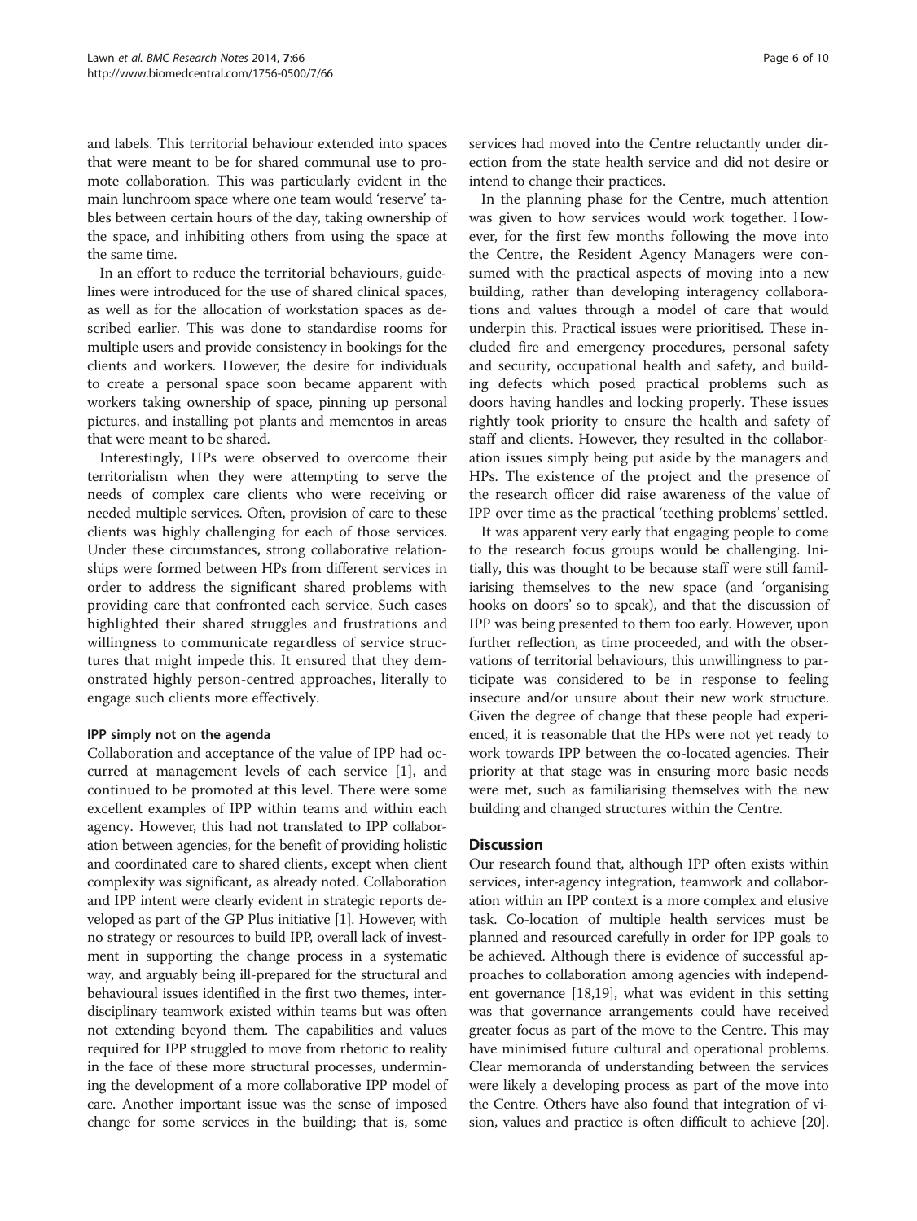and labels. This territorial behaviour extended into spaces that were meant to be for shared communal use to promote collaboration. This was particularly evident in the main lunchroom space where one team would 'reserve' tables between certain hours of the day, taking ownership of the space, and inhibiting others from using the space at the same time.

In an effort to reduce the territorial behaviours, guidelines were introduced for the use of shared clinical spaces, as well as for the allocation of workstation spaces as described earlier. This was done to standardise rooms for multiple users and provide consistency in bookings for the clients and workers. However, the desire for individuals to create a personal space soon became apparent with workers taking ownership of space, pinning up personal pictures, and installing pot plants and mementos in areas that were meant to be shared.

Interestingly, HPs were observed to overcome their territorialism when they were attempting to serve the needs of complex care clients who were receiving or needed multiple services. Often, provision of care to these clients was highly challenging for each of those services. Under these circumstances, strong collaborative relationships were formed between HPs from different services in order to address the significant shared problems with providing care that confronted each service. Such cases highlighted their shared struggles and frustrations and willingness to communicate regardless of service structures that might impede this. It ensured that they demonstrated highly person-centred approaches, literally to engage such clients more effectively.

#### IPP simply not on the agenda

Collaboration and acceptance of the value of IPP had occurred at management levels of each service [1], and continued to be promoted at this level. There were some excellent examples of IPP within teams and within each agency. However, this had not translated to IPP collaboration between agencies, for the benefit of providing holistic and coordinated care to shared clients, except when client complexity was significant, as already noted. Collaboration and IPP intent were clearly evident in strategic reports developed as part of the GP Plus initiative [1]. However, with no strategy or resources to build IPP, overall lack of investment in supporting the change process in a systematic way, and arguably being ill-prepared for the structural and behavioural issues identified in the first two themes, interdisciplinary teamwork existed within teams but was often not extending beyond them. The capabilities and values required for IPP struggled to move from rhetoric to reality in the face of these more structural processes, undermining the development of a more collaborative IPP model of care. Another important issue was the sense of imposed change for some services in the building; that is, some services had moved into the Centre reluctantly under direction from the state health service and did not desire or intend to change their practices.

In the planning phase for the Centre, much attention was given to how services would work together. However, for the first few months following the move into the Centre, the Resident Agency Managers were consumed with the practical aspects of moving into a new building, rather than developing interagency collaborations and values through a model of care that would underpin this. Practical issues were prioritised. These included fire and emergency procedures, personal safety and security, occupational health and safety, and building defects which posed practical problems such as doors having handles and locking properly. These issues rightly took priority to ensure the health and safety of staff and clients. However, they resulted in the collaboration issues simply being put aside by the managers and HPs. The existence of the project and the presence of the research officer did raise awareness of the value of IPP over time as the practical 'teething problems' settled.

It was apparent very early that engaging people to come to the research focus groups would be challenging. Initially, this was thought to be because staff were still familiarising themselves to the new space (and 'organising hooks on doors' so to speak), and that the discussion of IPP was being presented to them too early. However, upon further reflection, as time proceeded, and with the observations of territorial behaviours, this unwillingness to participate was considered to be in response to feeling insecure and/or unsure about their new work structure. Given the degree of change that these people had experienced, it is reasonable that the HPs were not yet ready to work towards IPP between the co-located agencies. Their priority at that stage was in ensuring more basic needs were met, such as familiarising themselves with the new building and changed structures within the Centre.

## Discussion

Our research found that, although IPP often exists within services, inter-agency integration, teamwork and collaboration within an IPP context is a more complex and elusive task. Co-location of multiple health services must be planned and resourced carefully in order for IPP goals to be achieved. Although there is evidence of successful approaches to collaboration among agencies with independent governance [18,19], what was evident in this setting was that governance arrangements could have received greater focus as part of the move to the Centre. This may have minimised future cultural and operational problems. Clear memoranda of understanding between the services were likely a developing process as part of the move into the Centre. Others have also found that integration of vision, values and practice is often difficult to achieve [20].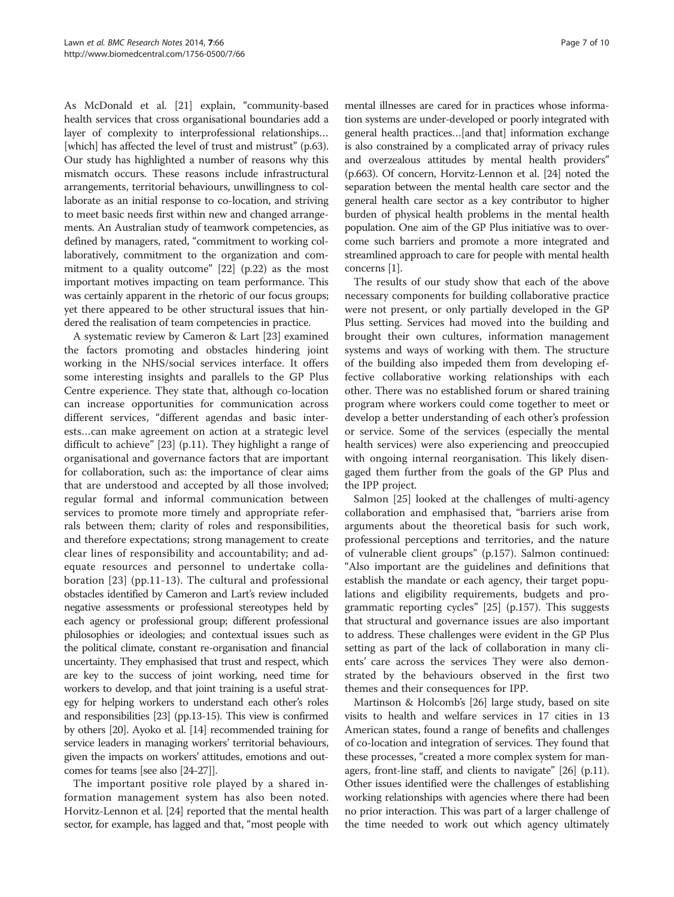As McDonald et al. [21] explain, "community-based health services that cross organisational boundaries add a layer of complexity to interprofessional relationships… [which] has affected the level of trust and mistrust" (p.63). Our study has highlighted a number of reasons why this mismatch occurs. These reasons include infrastructural arrangements, territorial behaviours, unwillingness to collaborate as an initial response to co-location, and striving to meet basic needs first within new and changed arrangements. An Australian study of teamwork competencies, as defined by managers, rated, "commitment to working collaboratively, commitment to the organization and commitment to a quality outcome" [22] (p.22) as the most important motives impacting on team performance. This was certainly apparent in the rhetoric of our focus groups; yet there appeared to be other structural issues that hindered the realisation of team competencies in practice.

A systematic review by Cameron & Lart [23] examined the factors promoting and obstacles hindering joint working in the NHS/social services interface. It offers some interesting insights and parallels to the GP Plus Centre experience. They state that, although co-location can increase opportunities for communication across different services, "different agendas and basic interests…can make agreement on action at a strategic level difficult to achieve" [23] (p.11). They highlight a range of organisational and governance factors that are important for collaboration, such as: the importance of clear aims that are understood and accepted by all those involved; regular formal and informal communication between services to promote more timely and appropriate referrals between them; clarity of roles and responsibilities, and therefore expectations; strong management to create clear lines of responsibility and accountability; and adequate resources and personnel to undertake collaboration [23] (pp.11-13). The cultural and professional obstacles identified by Cameron and Lart's review included negative assessments or professional stereotypes held by each agency or professional group; different professional philosophies or ideologies; and contextual issues such as the political climate, constant re-organisation and financial uncertainty. They emphasised that trust and respect, which are key to the success of joint working, need time for workers to develop, and that joint training is a useful strategy for helping workers to understand each other's roles and responsibilities [23] (pp.13-15). This view is confirmed by others [20]. Ayoko et al. [14] recommended training for service leaders in managing workers' territorial behaviours, given the impacts on workers' attitudes, emotions and outcomes for teams [see also [24-27]].

The important positive role played by a shared information management system has also been noted. Horvitz-Lennon et al. [24] reported that the mental health sector, for example, has lagged and that, "most people with mental illnesses are cared for in practices whose information systems are under-developed or poorly integrated with general health practices…[and that] information exchange is also constrained by a complicated array of privacy rules and overzealous attitudes by mental health providers" (p.663). Of concern, Horvitz-Lennon et al. [24] noted the separation between the mental health care sector and the general health care sector as a key contributor to higher burden of physical health problems in the mental health population. One aim of the GP Plus initiative was to overcome such barriers and promote a more integrated and streamlined approach to care for people with mental health concerns [1].

The results of our study show that each of the above necessary components for building collaborative practice were not present, or only partially developed in the GP Plus setting. Services had moved into the building and brought their own cultures, information management systems and ways of working with them. The structure of the building also impeded them from developing effective collaborative working relationships with each other. There was no established forum or shared training program where workers could come together to meet or develop a better understanding of each other's profession or service. Some of the services (especially the mental health services) were also experiencing and preoccupied with ongoing internal reorganisation. This likely disengaged them further from the goals of the GP Plus and the IPP project.

Salmon [25] looked at the challenges of multi-agency collaboration and emphasised that, "barriers arise from arguments about the theoretical basis for such work, professional perceptions and territories, and the nature of vulnerable client groups" (p.157). Salmon continued: "Also important are the guidelines and definitions that establish the mandate or each agency, their target populations and eligibility requirements, budgets and programmatic reporting cycles" [25] (p.157). This suggests that structural and governance issues are also important to address. These challenges were evident in the GP Plus setting as part of the lack of collaboration in many clients' care across the services They were also demonstrated by the behaviours observed in the first two themes and their consequences for IPP.

Martinson & Holcomb's [26] large study, based on site visits to health and welfare services in 17 cities in 13 American states, found a range of benefits and challenges of co-location and integration of services. They found that these processes, "created a more complex system for managers, front-line staff, and clients to navigate" [26] (p.11). Other issues identified were the challenges of establishing working relationships with agencies where there had been no prior interaction. This was part of a larger challenge of the time needed to work out which agency ultimately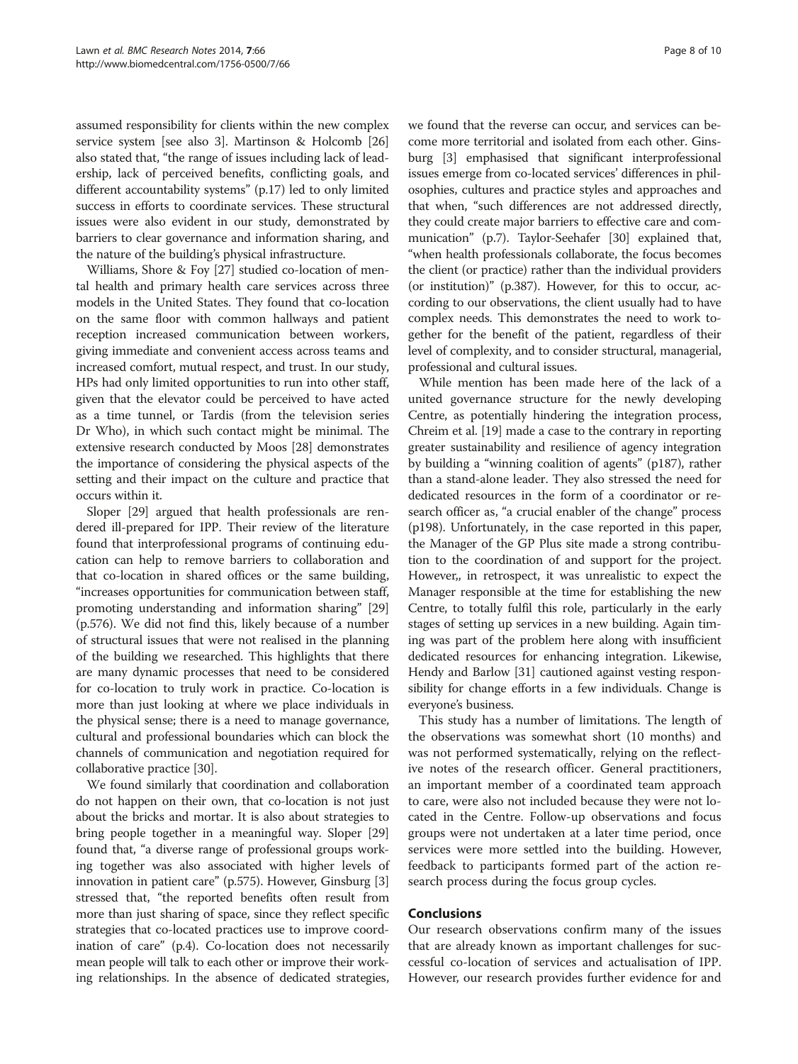assumed responsibility for clients within the new complex service system [see also 3]. Martinson & Holcomb [26] also stated that, "the range of issues including lack of leadership, lack of perceived benefits, conflicting goals, and different accountability systems" (p.17) led to only limited success in efforts to coordinate services. These structural issues were also evident in our study, demonstrated by barriers to clear governance and information sharing, and the nature of the building's physical infrastructure.

Williams, Shore & Foy [27] studied co-location of mental health and primary health care services across three models in the United States. They found that co-location on the same floor with common hallways and patient reception increased communication between workers, giving immediate and convenient access across teams and increased comfort, mutual respect, and trust. In our study, HPs had only limited opportunities to run into other staff, given that the elevator could be perceived to have acted as a time tunnel, or Tardis (from the television series Dr Who), in which such contact might be minimal. The extensive research conducted by Moos [28] demonstrates the importance of considering the physical aspects of the setting and their impact on the culture and practice that occurs within it.

Sloper [29] argued that health professionals are rendered ill-prepared for IPP. Their review of the literature found that interprofessional programs of continuing education can help to remove barriers to collaboration and that co-location in shared offices or the same building, "increases opportunities for communication between staff, promoting understanding and information sharing" [29] (p.576). We did not find this, likely because of a number of structural issues that were not realised in the planning of the building we researched. This highlights that there are many dynamic processes that need to be considered for co-location to truly work in practice. Co-location is more than just looking at where we place individuals in the physical sense; there is a need to manage governance, cultural and professional boundaries which can block the channels of communication and negotiation required for collaborative practice [30].

We found similarly that coordination and collaboration do not happen on their own, that co-location is not just about the bricks and mortar. It is also about strategies to bring people together in a meaningful way. Sloper [29] found that, "a diverse range of professional groups working together was also associated with higher levels of innovation in patient care" (p.575). However, Ginsburg [3] stressed that, "the reported benefits often result from more than just sharing of space, since they reflect specific strategies that co-located practices use to improve coordination of care" (p.4). Co-location does not necessarily mean people will talk to each other or improve their working relationships. In the absence of dedicated strategies, we found that the reverse can occur, and services can become more territorial and isolated from each other. Ginsburg [3] emphasised that significant interprofessional issues emerge from co-located services' differences in philosophies, cultures and practice styles and approaches and that when, "such differences are not addressed directly, they could create major barriers to effective care and communication" (p.7). Taylor-Seehafer [30] explained that, "when health professionals collaborate, the focus becomes the client (or practice) rather than the individual providers (or institution)" (p.387). However, for this to occur, according to our observations, the client usually had to have complex needs. This demonstrates the need to work together for the benefit of the patient, regardless of their level of complexity, and to consider structural, managerial, professional and cultural issues.

While mention has been made here of the lack of a united governance structure for the newly developing Centre, as potentially hindering the integration process, Chreim et al. [19] made a case to the contrary in reporting greater sustainability and resilience of agency integration by building a "winning coalition of agents" (p187), rather than a stand-alone leader. They also stressed the need for dedicated resources in the form of a coordinator or research officer as, "a crucial enabler of the change" process (p198). Unfortunately, in the case reported in this paper, the Manager of the GP Plus site made a strong contribution to the coordination of and support for the project. However,, in retrospect, it was unrealistic to expect the Manager responsible at the time for establishing the new Centre, to totally fulfil this role, particularly in the early stages of setting up services in a new building. Again timing was part of the problem here along with insufficient dedicated resources for enhancing integration. Likewise, Hendy and Barlow [31] cautioned against vesting responsibility for change efforts in a few individuals. Change is everyone's business.

This study has a number of limitations. The length of the observations was somewhat short (10 months) and was not performed systematically, relying on the reflective notes of the research officer. General practitioners, an important member of a coordinated team approach to care, were also not included because they were not located in the Centre. Follow-up observations and focus groups were not undertaken at a later time period, once services were more settled into the building. However, feedback to participants formed part of the action research process during the focus group cycles.

## Conclusions

Our research observations confirm many of the issues that are already known as important challenges for successful co-location of services and actualisation of IPP. However, our research provides further evidence for and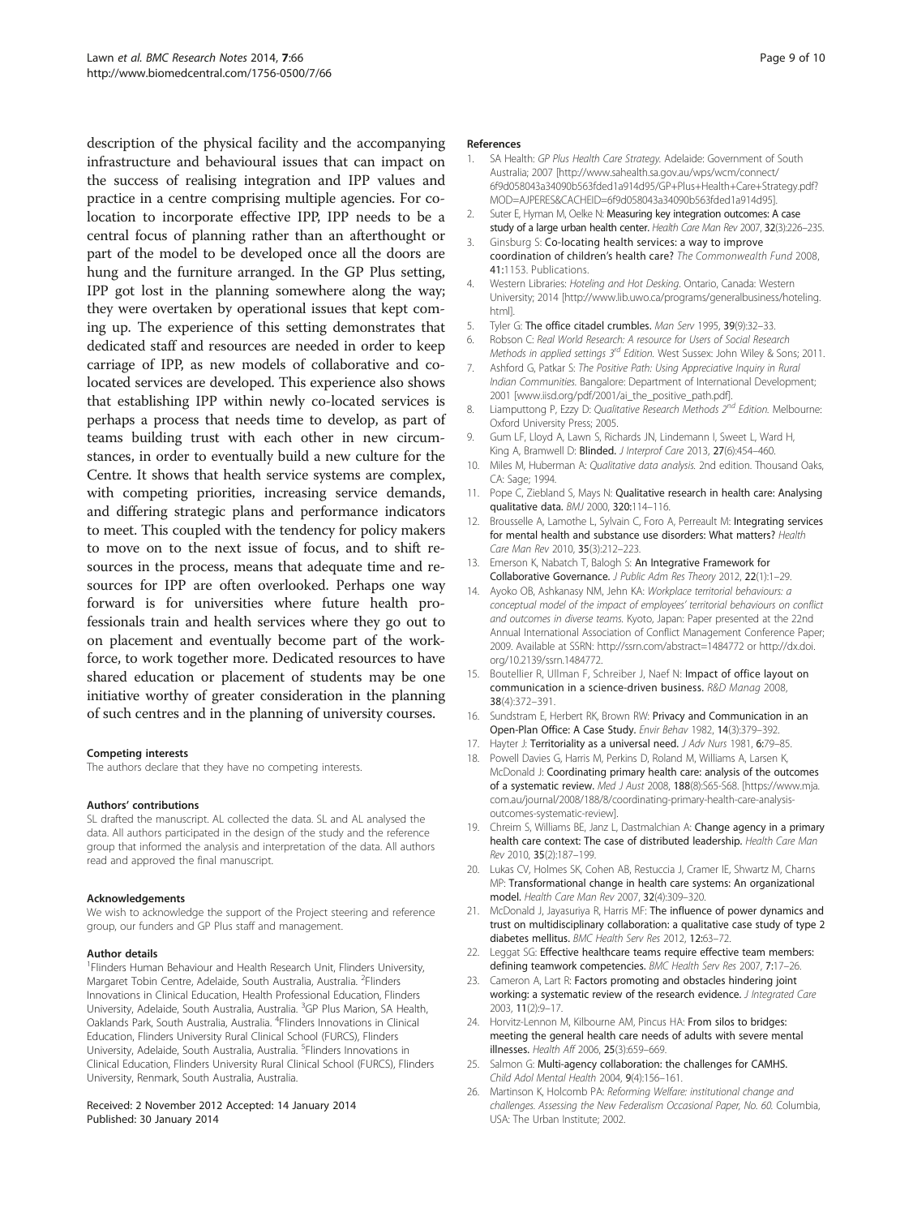description of the physical facility and the accompanying infrastructure and behavioural issues that can impact on the success of realising integration and IPP values and practice in a centre comprising multiple agencies. For co-location to incorporate effective IPP, IPP needs to be a central focus of planning rather than an afterthought or part of the model to be developed once all the doors are hung and the furniture arranged. In the GP Plus setting, IPP got lost in the planning somewhere along the way; they were overtaken by operational issues that kept coming up. The experience of this setting demonstrates that dedicated staff and resources are needed in order to keep carriage of IPP, as new models of collaborative and co-located services are developed. This experience also shows that establishing IPP within newly co-located services is perhaps a process that needs time to develop, as part of teams building trust with each other in new circumstances, in order to eventually build a new culture for the Centre. It shows that health service systems are complex, with competing priorities, increasing service demands, and differing strategic plans and performance indicators to meet. This coupled with the tendency for policy makers to move on to the next issue of focus, and to shift resources in the process, means that adequate time and resources for IPP are often overlooked. Perhaps one way forward is for universities where future health professionals train and health services where they go out to on placement and eventually become part of the workforce, to work together more. Dedicated resources to have shared education or placement of students may be one initiative worthy of greater consideration in the planning of such centres and in the planning of university courses.

#### Competing interests

The authors declare that they have no competing interests.

#### Authors' contributions

SL drafted the manuscript. AL collected the data. SL and AL analysed the data. All authors participated in the design of the study and the reference group that informed the analysis and interpretation of the data. All authors read and approved the final manuscript.

#### Acknowledgements

We wish to acknowledge the support of the Project steering and reference group, our funders and GP Plus staff and management.

#### Author details

[1]Flinders Human Behaviour and Health Research Unit, Flinders University, Margaret Tobin Centre, Adelaide, South Australia, Australia. [2]Flinders Innovations in Clinical Education, Health Professional Education, Flinders University, Adelaide, South Australia, Australia. [3]GP Plus Marion, SA Health, Oaklands Park, South Australia, Australia. [4]Flinders Innovations in Clinical Education, Flinders University Rural Clinical School (FURCS), Flinders University, Adelaide, South Australia, Australia. [5]Flinders Innovations in Clinical Education, Flinders University Rural Clinical School (FURCS), Flinders University, Renmark, South Australia, Australia.

Received: 2 November 2012 Accepted: 14 January 2014
Published: 30 January 2014

#### References

1. SA Health: *GP Plus Health Care Strategy.* Adelaide: Government of South Australia; 2007 [http://www.sahealth.sa.gov.au/wps/wcm/connect/6f9d058043a34090b563fded1a914d95/GP+Plus+Health+Care+Strategy.pdf?MOD=AJPERES&CACHEID=6f9d058043a34090b563fded1a914d95].
2. Suter E, Hyman M, Oelke N: **Measuring key integration outcomes: A case study of a large urban health center.** *Health Care Man Rev* 2007, **32**(3):226–235.
3. Ginsburg S: **Co-locating health services: a way to improve coordination of children's health care?** *The Commonwealth Fund* 2008, **41:**1153. Publications.
4. Western Libraries: *Hoteling and Hot Desking.* Ontario, Canada: Western University; 2014 [http://www.lib.uwo.ca/programs/generalbusiness/hoteling.html].
5. Tyler G: **The office citadel crumbles.** *Man Serv* 1995, **39**(9):32–33.
6. Robson C: *Real World Research: A resource for Users of Social Research Methods in applied settings 3rd Edition.* West Sussex: John Wiley & Sons; 2011.
7. Ashford G, Patkar S: *The Positive Path: Using Appreciative Inquiry in Rural Indian Communities.* Bangalore: Department of International Development; 2001 [www.iisd.org/pdf/2001/ai_the_positive_path.pdf].
8. Liamputtong P, Ezzy D: *Qualitative Research Methods 2nd Edition.* Melbourne: Oxford University Press; 2005.
9. Gum LF, Lloyd A, Lawn S, Richards JN, Lindemann I, Sweet L, Ward H, King A, Bramwell D: **Blinded.** *J Interprof Care* 2013, **27**(6):454–460.
10. Miles M, Huberman A: *Qualitative data analysis.* 2nd edition. Thousand Oaks, CA: Sage; 1994.
11. Pope C, Ziebland S, Mays N: **Qualitative research in health care: Analysing qualitative data.** *BMJ* 2000, **320:**114–116.
12. Brousselle A, Lamothe L, Sylvain C, Foro A, Perreault M: **Integrating services for mental health and substance use disorders: What matters?** *Health Care Man Rev* 2010, **35**(3):212–223.
13. Emerson K, Nabatch T, Balogh S: **An Integrative Framework for Collaborative Governance.** *J Public Adm Res Theory* 2012, **22**(1):1–29.
14. Ayoko OB, Ashkanasy NM, Jehn KA: *Workplace territorial behaviours: a conceptual model of the impact of employees' territorial behaviours on conflict and outcomes in diverse teams.* Kyoto, Japan: Paper presented at the 22nd Annual International Association of Conflict Management Conference Paper; 2009. Available at SSRN: http://ssrn.com/abstract=1484772 or http://dx.doi.org/10.2139/ssrn.1484772.
15. Boutellier R, Ullman F, Schreiber J, Naef N: **Impact of office layout on communication in a science-driven business.** *R&D Manag* 2008, **38**(4):372–391.
16. Sundstram E, Herbert RK, Brown RW: **Privacy and Communication in an Open-Plan Office: A Case Study.** *Envir Behav* 1982, **14**(3):379–392.
17. Hayter J: **Territoriality as a universal need.** *J Adv Nurs* 1981, **6:**79–85.
18. Powell Davies G, Harris M, Perkins D, Roland M, Williams A, Larsen K, McDonald J: **Coordinating primary health care: analysis of the outcomes of a systematic review.** *Med J Aust* 2008, **188**(8):S65-S68. [https://www.mja.com.au/journal/2008/188/8/coordinating-primary-health-care-analysis-outcomes-systematic-review].
19. Chreim S, Williams BE, Janz L, Dastmalchian A: **Change agency in a primary health care context: The case of distributed leadership.** *Health Care Man Rev* 2010, **35**(2):187–199.
20. Lukas CV, Holmes SK, Cohen AB, Restuccia J, Cramer IE, Shwartz M, Charns MP: **Transformational change in health care systems: An organizational model.** *Health Care Man Rev* 2007, **32**(4):309–320.
21. McDonald J, Jayasuriya R, Harris MF: **The influence of power dynamics and trust on multidisciplinary collaboration: a qualitative case study of type 2 diabetes mellitus.** *BMC Health Serv Res* 2012, **12:**63–72.
22. Leggat SG: **Effective healthcare teams require effective team members: defining teamwork competencies.** *BMC Health Serv Res* 2007, **7:**17–26.
23. Cameron A, Lart R: **Factors promoting and obstacles hindering joint working: a systematic review of the research evidence.** *J Integrated Care* 2003, **11**(2):9–17.
24. Horvitz-Lennon M, Kilbourne AM, Pincus HA: **From silos to bridges: meeting the general health care needs of adults with severe mental illnesses.** *Health Aff* 2006, **25**(3):659–669.
25. Salmon G: **Multi-agency collaboration: the challenges for CAMHS.** *Child Adol Mental Health* 2004, **9**(4):156–161.
26. Martinson K, Holcomb PA: *Reforming Welfare: institutional change and challenges. Assessing the New Federalism Occasional Paper, No. 60.* Columbia, USA: The Urban Institute; 2002.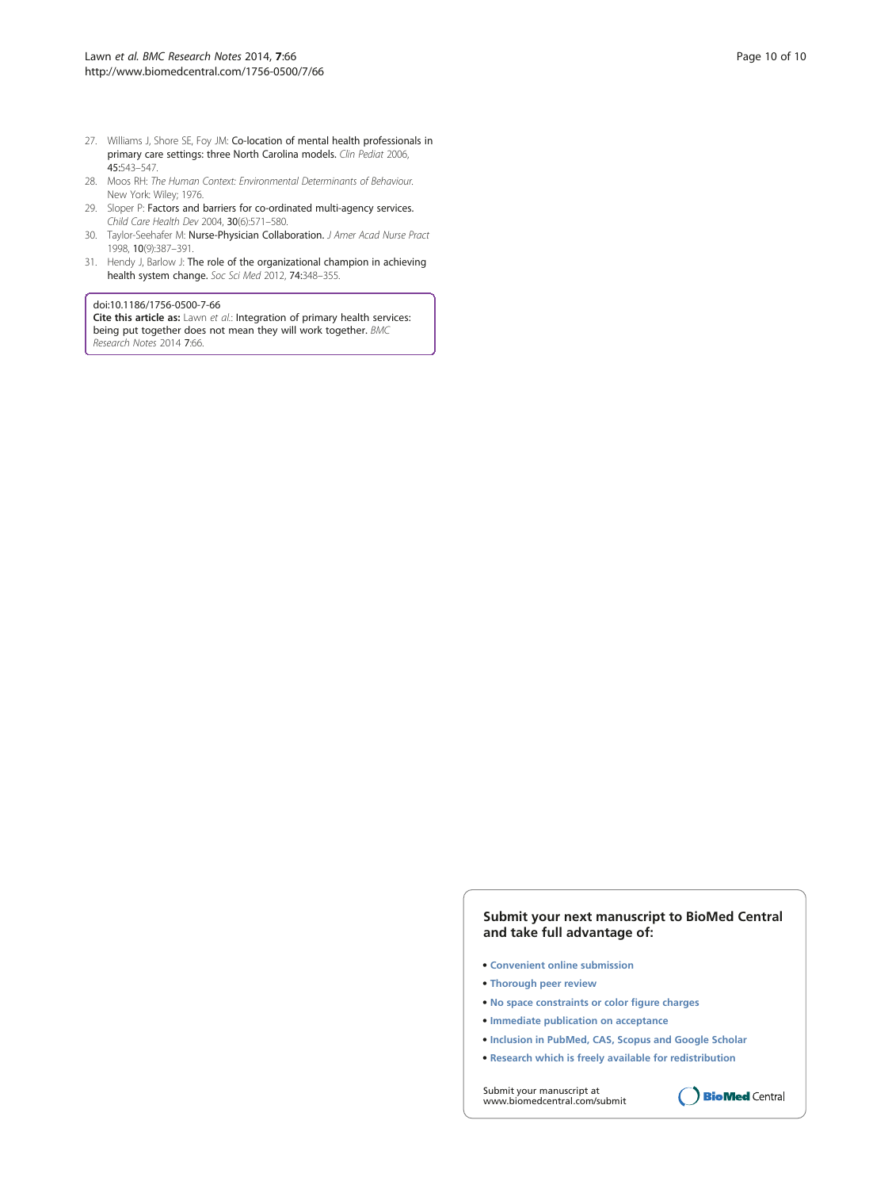27. Williams J, Shore SE, Foy JM: Co-location of mental health professionals in primary care settings: three North Carolina models. *Clin Pediat* 2006, **45**:543–547.
28. Moos RH: *The Human Context: Environmental Determinants of Behaviour.* New York: Wiley; 1976.
29. Sloper P: Factors and barriers for co-ordinated multi-agency services. *Child Care Health Dev* 2004, **30**(6):571–580.
30. Taylor-Seehafer M: Nurse-Physician Collaboration. *J Amer Acad Nurse Pract* 1998, **10**(9):387–391.
31. Hendy J, Barlow J: The role of the organizational champion in achieving health system change. *Soc Sci Med* 2012, **74**:348–355.

doi:10.1186/1756-0500-7-66

**Cite this article as:** Lawn *et al.*: Integration of primary health services: being put together does not mean they will work together. *BMC Research Notes* 2014 **7**:66.

**Submit your next manuscript to BioMed Central and take full advantage of:**

- **Convenient online submission**
- **Thorough peer review**
- **No space constraints or color figure charges**
- **Immediate publication on acceptance**
- **Inclusion in PubMed, CAS, Scopus and Google Scholar**
- **Research which is freely available for redistribution**

Submit your manuscript at www.biomedcentral.com/submit

BioMed Central